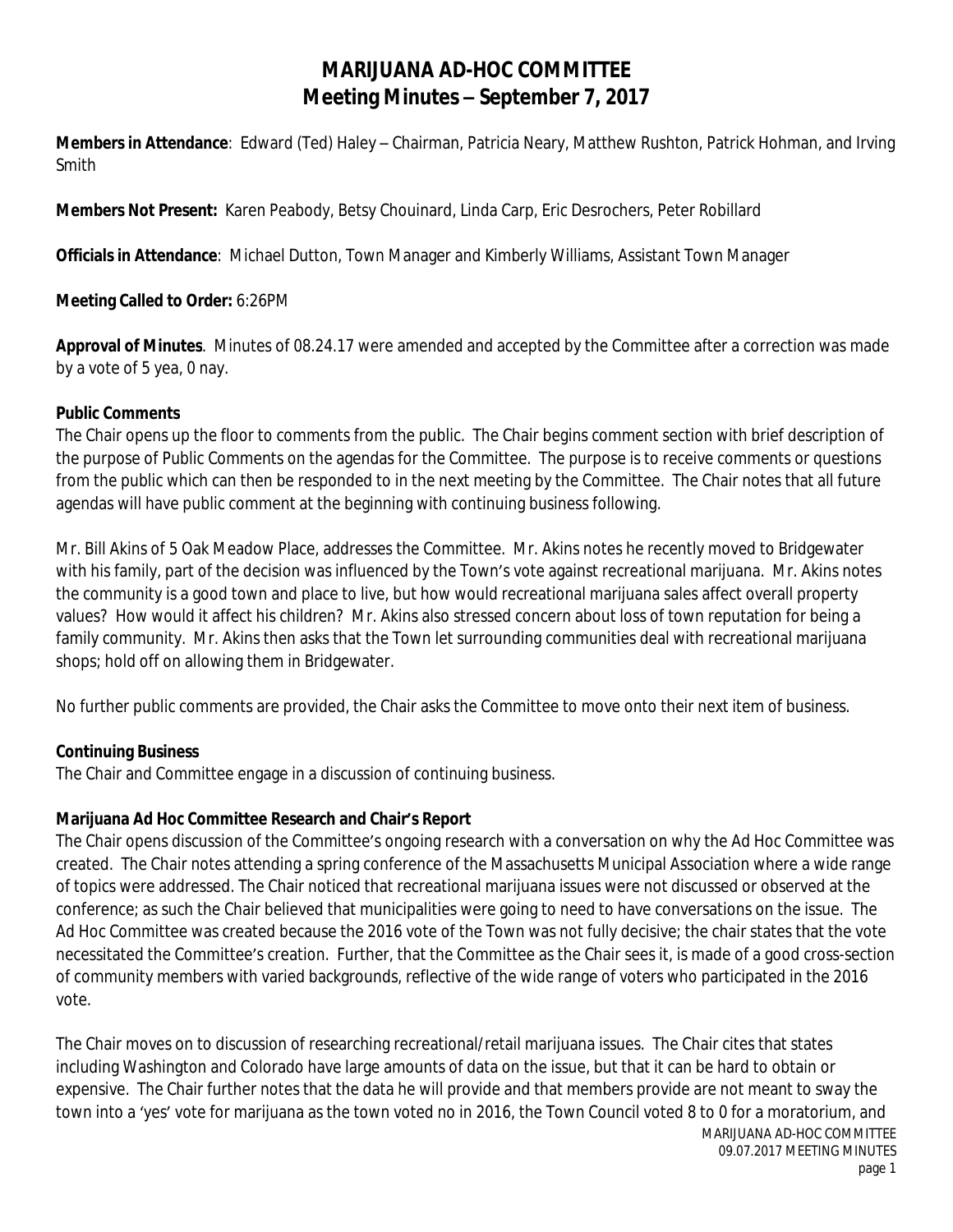# MARIJUANA AD-HOC COMMITTEE
## Meeting Minutes – September 7, 2017

**Members in Attendance**: Edward (Ted) Haley – Chairman, Patricia Neary, Matthew Rushton, Patrick Hohman, and Irving Smith

**Members Not Present:** Karen Peabody, Betsy Chouinard, Linda Carp, Eric Desrochers, Peter Robillard

**Officials in Attendance**: Michael Dutton, Town Manager and Kimberly Williams, Assistant Town Manager

**Meeting Called to Order:** 6:26PM

**Approval of Minutes**. Minutes of 08.24.17 were amended and accepted by the Committee after a correction was made by a vote of 5 yea, 0 nay.

**Public Comments**

The Chair opens up the floor to comments from the public. The Chair begins comment section with brief description of the purpose of Public Comments on the agendas for the Committee. The purpose is to receive comments or questions from the public which can then be responded to in the next meeting by the Committee. The Chair notes that all future agendas will have public comment at the beginning with continuing business following.

Mr. Bill Akins of 5 Oak Meadow Place, addresses the Committee. Mr. Akins notes he recently moved to Bridgewater with his family, part of the decision was influenced by the Town's vote against recreational marijuana. Mr. Akins notes the community is a good town and place to live, but how would recreational marijuana sales affect overall property values? How would it affect his children? Mr. Akins also stressed concern about loss of town reputation for being a family community. Mr. Akins then asks that the Town let surrounding communities deal with recreational marijuana shops; hold off on allowing them in Bridgewater.

No further public comments are provided, the Chair asks the Committee to move onto their next item of business.

**Continuing Business**

The Chair and Committee engage in a discussion of continuing business.

**Marijuana Ad Hoc Committee Research and Chair's Report**

The Chair opens discussion of the Committee's ongoing research with a conversation on why the Ad Hoc Committee was created. The Chair notes attending a spring conference of the Massachusetts Municipal Association where a wide range of topics were addressed. The Chair noticed that recreational marijuana issues were not discussed or observed at the conference; as such the Chair believed that municipalities were going to need to have conversations on the issue. The Ad Hoc Committee was created because the 2016 vote of the Town was not fully decisive; the chair states that the vote necessitated the Committee's creation. Further, that the Committee as the Chair sees it, is made of a good cross-section of community members with varied backgrounds, reflective of the wide range of voters who participated in the 2016 vote.

The Chair moves on to discussion of researching recreational/retail marijuana issues. The Chair cites that states including Washington and Colorado have large amounts of data on the issue, but that it can be hard to obtain or expensive. The Chair further notes that the data he will provide and that members provide are not meant to sway the town into a 'yes' vote for marijuana as the town voted no in 2016, the Town Council voted 8 to 0 for a moratorium, and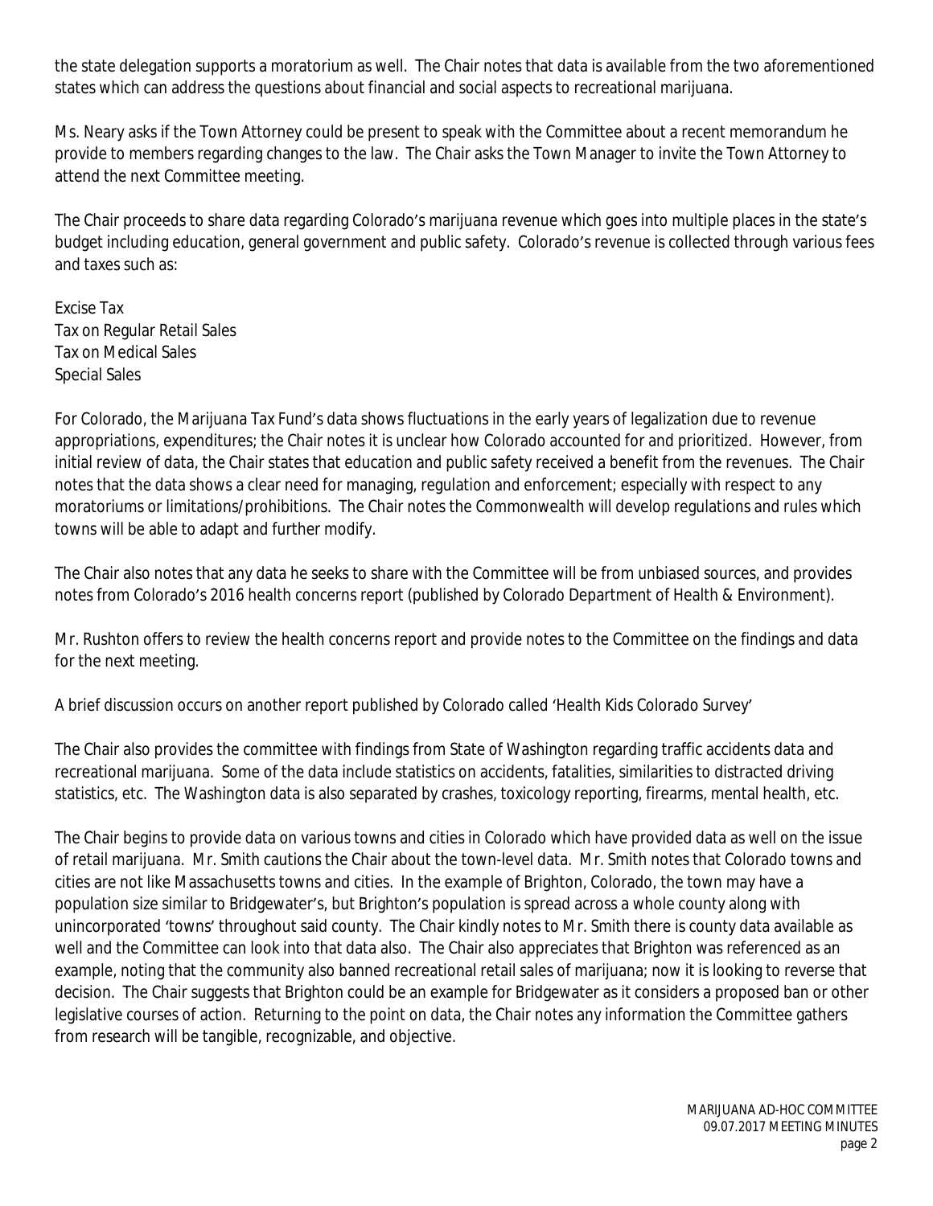the state delegation supports a moratorium as well. The Chair notes that data is available from the two aforementioned states which can address the questions about financial and social aspects to recreational marijuana.

Ms. Neary asks if the Town Attorney could be present to speak with the Committee about a recent memorandum he provide to members regarding changes to the law. The Chair asks the Town Manager to invite the Town Attorney to attend the next Committee meeting.

The Chair proceeds to share data regarding Colorado's marijuana revenue which goes into multiple places in the state's budget including education, general government and public safety. Colorado's revenue is collected through various fees and taxes such as:

Excise Tax
Tax on Regular Retail Sales
Tax on Medical Sales
Special Sales

For Colorado, the Marijuana Tax Fund's data shows fluctuations in the early years of legalization due to revenue appropriations, expenditures; the Chair notes it is unclear how Colorado accounted for and prioritized. However, from initial review of data, the Chair states that education and public safety received a benefit from the revenues. The Chair notes that the data shows a clear need for managing, regulation and enforcement; especially with respect to any moratoriums or limitations/prohibitions. The Chair notes the Commonwealth will develop regulations and rules which towns will be able to adapt and further modify.

The Chair also notes that any data he seeks to share with the Committee will be from unbiased sources, and provides notes from Colorado's 2016 health concerns report (published by Colorado Department of Health & Environment).

Mr. Rushton offers to review the health concerns report and provide notes to the Committee on the findings and data for the next meeting.

A brief discussion occurs on another report published by Colorado called 'Health Kids Colorado Survey'

The Chair also provides the committee with findings from State of Washington regarding traffic accidents data and recreational marijuana. Some of the data include statistics on accidents, fatalities, similarities to distracted driving statistics, etc. The Washington data is also separated by crashes, toxicology reporting, firearms, mental health, etc.

The Chair begins to provide data on various towns and cities in Colorado which have provided data as well on the issue of retail marijuana. Mr. Smith cautions the Chair about the town-level data. Mr. Smith notes that Colorado towns and cities are not like Massachusetts towns and cities. In the example of Brighton, Colorado, the town may have a population size similar to Bridgewater's, but Brighton's population is spread across a whole county along with unincorporated 'towns' throughout said county. The Chair kindly notes to Mr. Smith there is county data available as well and the Committee can look into that data also. The Chair also appreciates that Brighton was referenced as an example, noting that the community also banned recreational retail sales of marijuana; now it is looking to reverse that decision. The Chair suggests that Brighton could be an example for Bridgewater as it considers a proposed ban or other legislative courses of action. Returning to the point on data, the Chair notes any information the Committee gathers from research will be tangible, recognizable, and objective.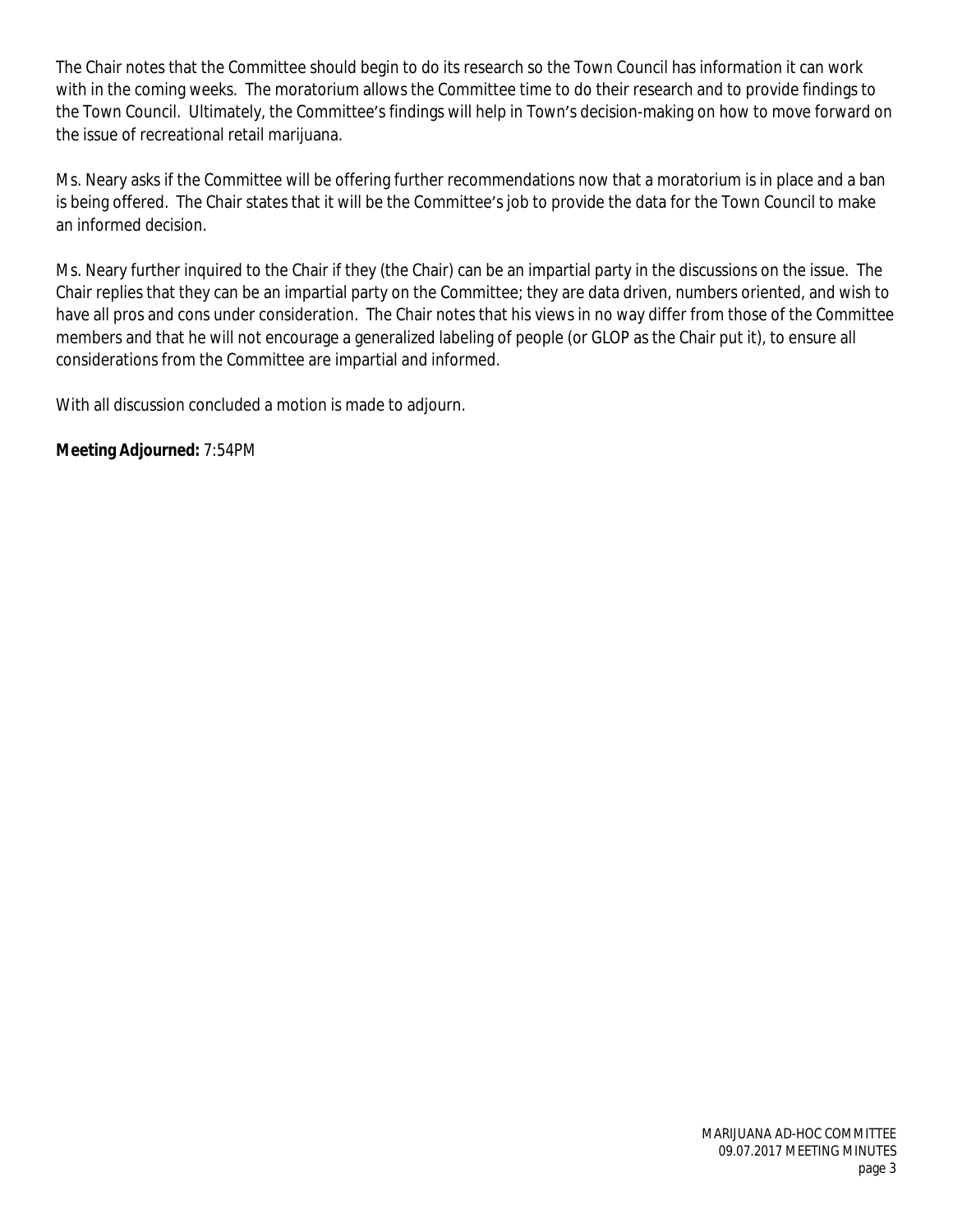The Chair notes that the Committee should begin to do its research so the Town Council has information it can work with in the coming weeks. The moratorium allows the Committee time to do their research and to provide findings to the Town Council. Ultimately, the Committee's findings will help in Town's decision-making on how to move forward on the issue of recreational retail marijuana.

Ms. Neary asks if the Committee will be offering further recommendations now that a moratorium is in place and a ban is being offered. The Chair states that it will be the Committee's job to provide the data for the Town Council to make an informed decision.

Ms. Neary further inquired to the Chair if they (the Chair) can be an impartial party in the discussions on the issue. The Chair replies that they can be an impartial party on the Committee; they are data driven, numbers oriented, and wish to have all pros and cons under consideration. The Chair notes that his views in no way differ from those of the Committee members and that he will not encourage a generalized labeling of people (or GLOP as the Chair put it), to ensure all considerations from the Committee are impartial and informed.

With all discussion concluded a motion is made to adjourn.

**Meeting Adjourned:** 7:54PM